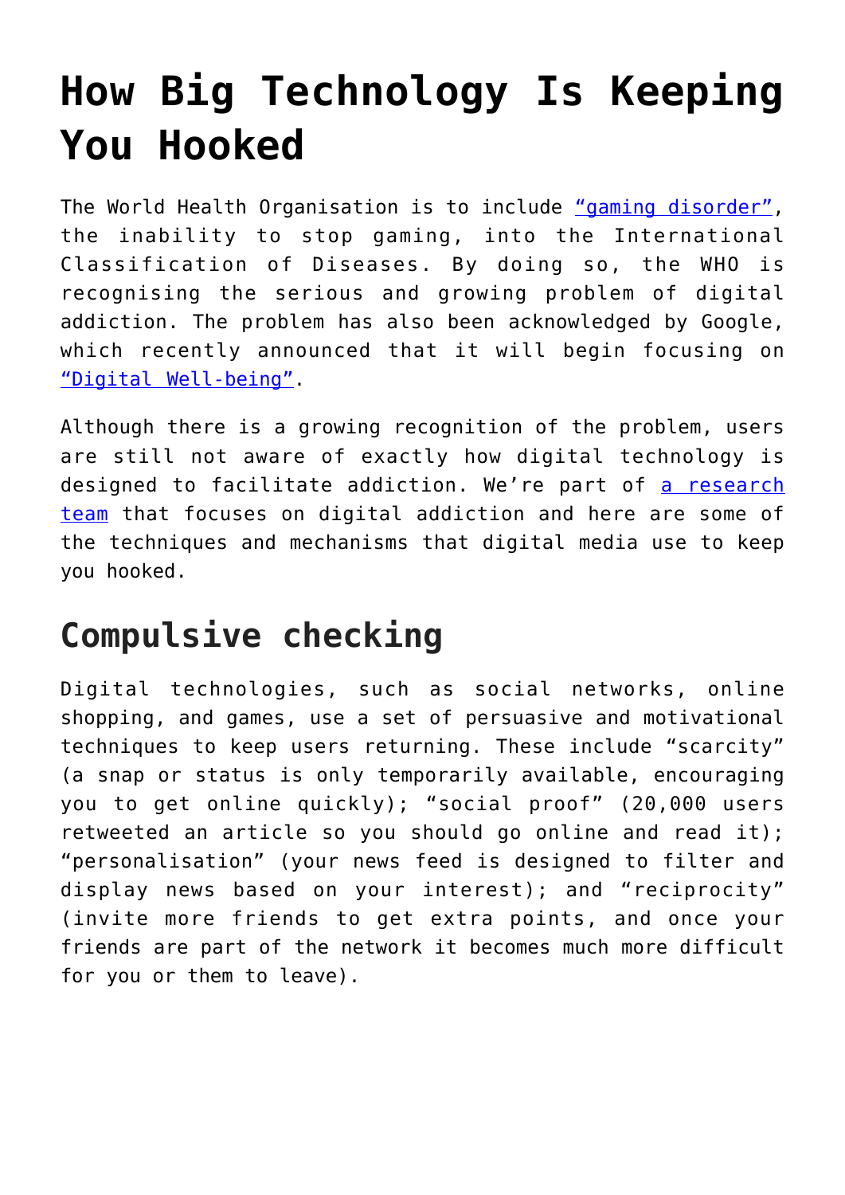# How Big Technology Is Keeping You Hooked

The World Health Organisation is to include [“gaming disorder”](), the inability to stop gaming, into the International Classification of Diseases. By doing so, the WHO is recognising the serious and growing problem of digital addiction. The problem has also been acknowledged by Google, which recently announced that it will begin focusing on [“Digital Well-being”]().

Although there is a growing recognition of the problem, users are still not aware of exactly how digital technology is designed to facilitate addiction. We’re part of [a research team]() that focuses on digital addiction and here are some of the techniques and mechanisms that digital media use to keep you hooked.

## Compulsive checking

Digital technologies, such as social networks, online shopping, and games, use a set of persuasive and motivational techniques to keep users returning. These include “scarcity” (a snap or status is only temporarily available, encouraging you to get online quickly); “social proof” (20,000 users retweeted an article so you should go online and read it); “personalisation” (your news feed is designed to filter and display news based on your interest); and “reciprocity” (invite more friends to get extra points, and once your friends are part of the network it becomes much more difficult for you or them to leave).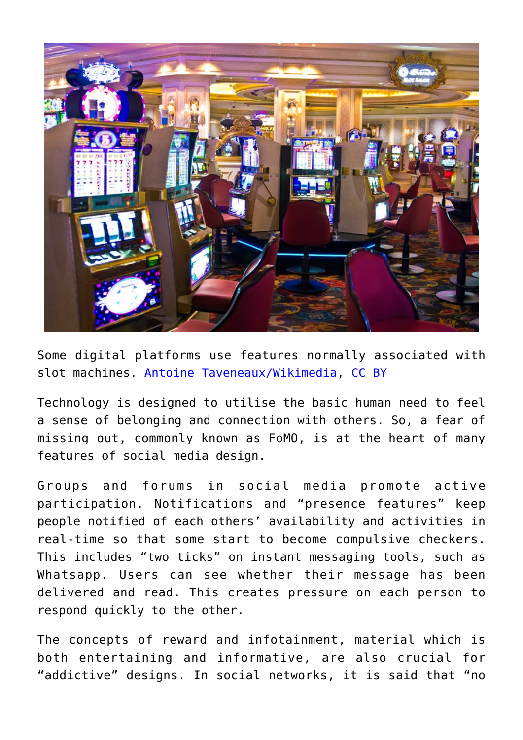Some digital platforms use features normally associated with slot machines. [Antoine Taveneaux/Wikimedia](), [CC BY]()

Technology is designed to utilise the basic human need to feel a sense of belonging and connection with others. So, a fear of missing out, commonly known as FoMO, is at the heart of many features of social media design.

Groups and forums in social media promote active participation. Notifications and "presence features" keep people notified of each others' availability and activities in real-time so that some start to become compulsive checkers. This includes "two ticks" on instant messaging tools, such as Whatsapp. Users can see whether their message has been delivered and read. This creates pressure on each person to respond quickly to the other.

The concepts of reward and infotainment, material which is both entertaining and informative, are also crucial for "addictive" designs. In social networks, it is said that "no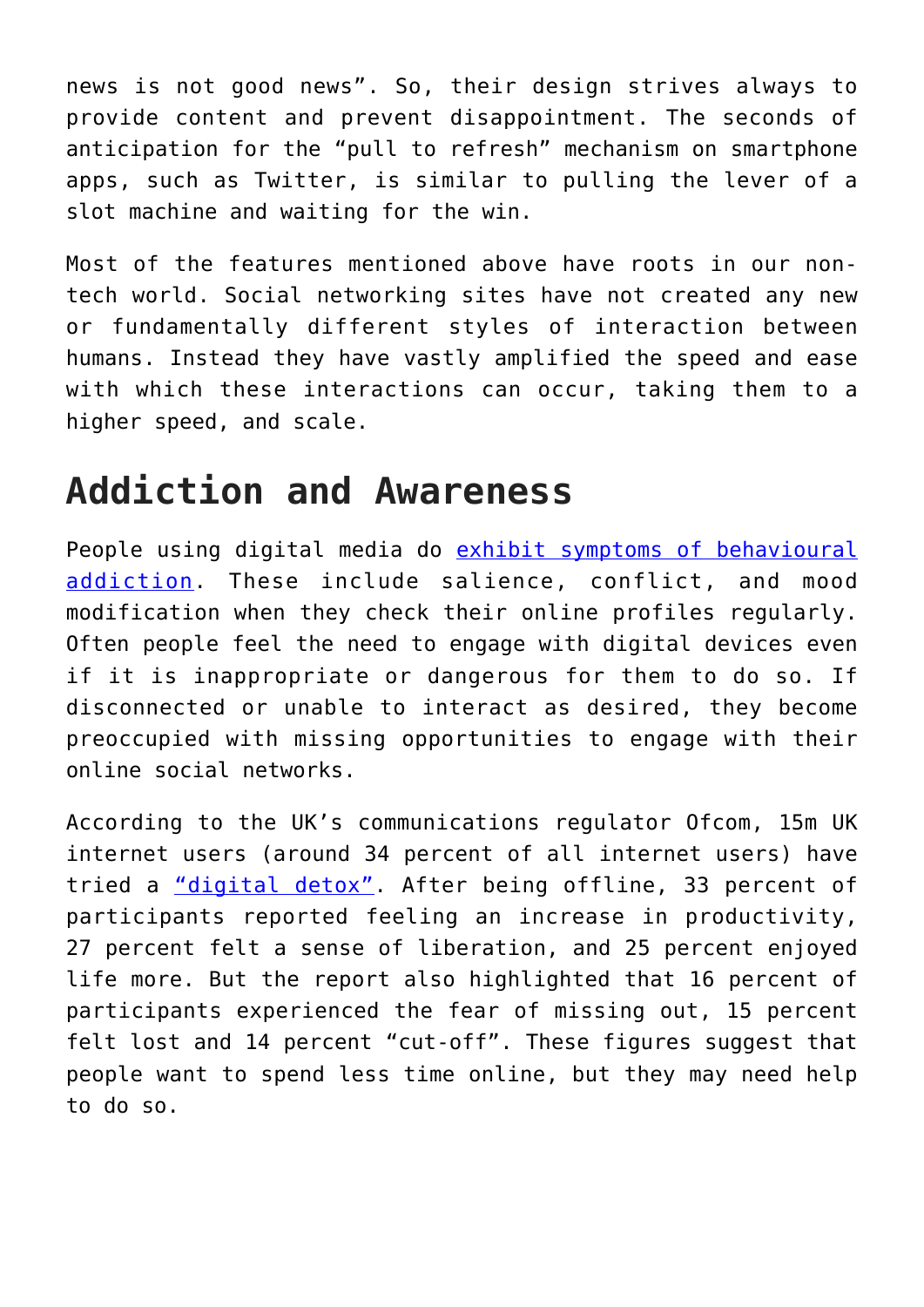news is not good news". So, their design strives always to provide content and prevent disappointment. The seconds of anticipation for the "pull to refresh" mechanism on smartphone apps, such as Twitter, is similar to pulling the lever of a slot machine and waiting for the win.

Most of the features mentioned above have roots in our non-tech world. Social networking sites have not created any new or fundamentally different styles of interaction between humans. Instead they have vastly amplified the speed and ease with which these interactions can occur, taking them to a higher speed, and scale.

## Addiction and Awareness

People using digital media do exhibit symptoms of behavioural addiction. These include salience, conflict, and mood modification when they check their online profiles regularly. Often people feel the need to engage with digital devices even if it is inappropriate or dangerous for them to do so. If disconnected or unable to interact as desired, they become preoccupied with missing opportunities to engage with their online social networks.

According to the UK's communications regulator Ofcom, 15m UK internet users (around 34 percent of all internet users) have tried a "digital detox". After being offline, 33 percent of participants reported feeling an increase in productivity, 27 percent felt a sense of liberation, and 25 percent enjoyed life more. But the report also highlighted that 16 percent of participants experienced the fear of missing out, 15 percent felt lost and 14 percent "cut-off". These figures suggest that people want to spend less time online, but they may need help to do so.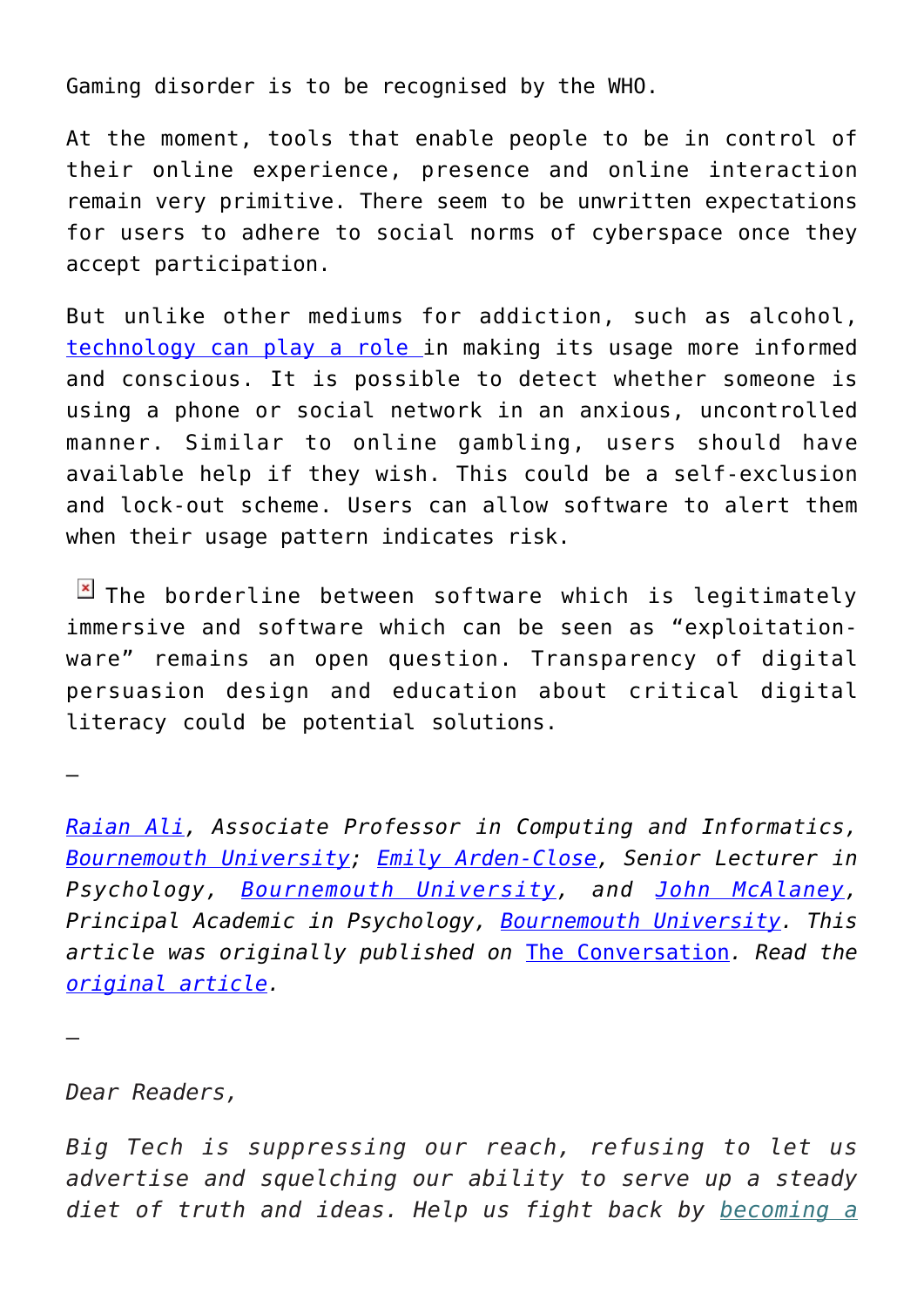Gaming disorder is to be recognised by the WHO.

At the moment, tools that enable people to be in control of their online experience, presence and online interaction remain very primitive. There seem to be unwritten expectations for users to adhere to social norms of cyberspace once they accept participation.

But unlike other mediums for addiction, such as alcohol, technology can play a role in making its usage more informed and conscious. It is possible to detect whether someone is using a phone or social network in an anxious, uncontrolled manner. Similar to online gambling, users should have available help if they wish. This could be a self-exclusion and lock-out scheme. Users can allow software to alert them when their usage pattern indicates risk.

The borderline between software which is legitimately immersive and software which can be seen as "exploitation-ware" remains an open question. Transparency of digital persuasion design and education about critical digital literacy could be potential solutions.

—

*Raian Ali, Associate Professor in Computing and Informatics, Bournemouth University; Emily Arden-Close, Senior Lecturer in Psychology, Bournemouth University, and John McAlaney, Principal Academic in Psychology, Bournemouth University. This article was originally published on The Conversation. Read the original article.*

—

*Dear Readers,*

*Big Tech is suppressing our reach, refusing to let us advertise and squelching our ability to serve up a steady diet of truth and ideas. Help us fight back by becoming a*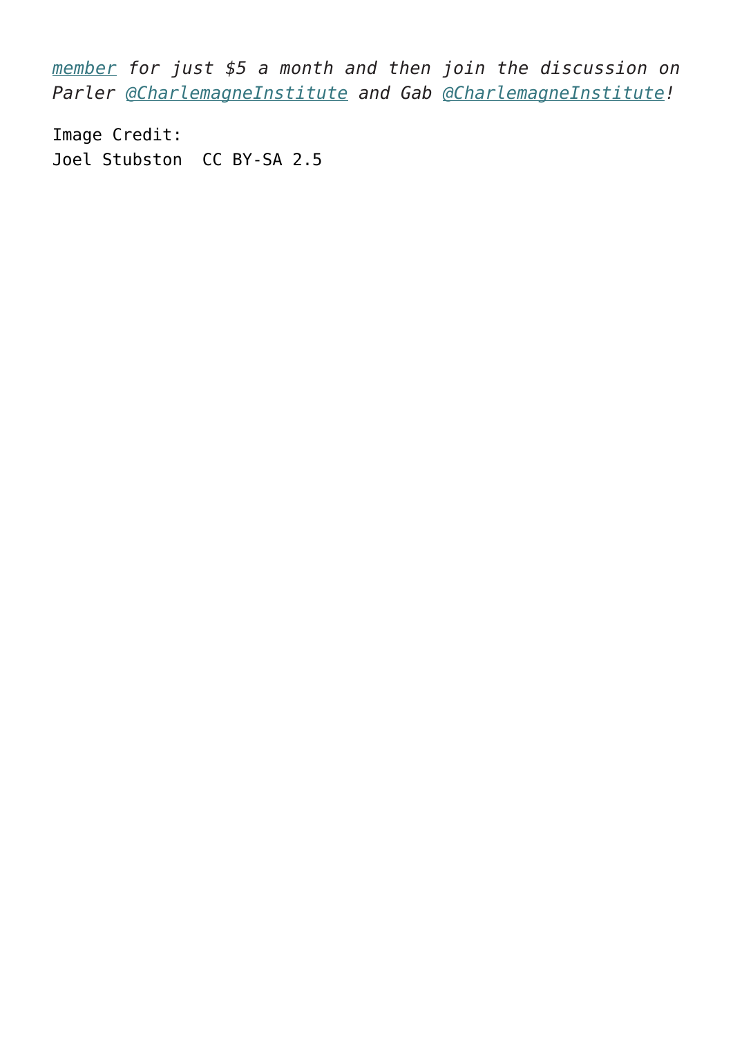*member for just $5 a month and then join the discussion on Parler @CharlemagneInstitute and Gab @CharlemagneInstitute!*

Image Credit:
Joel Stubston CC BY-SA 2.5